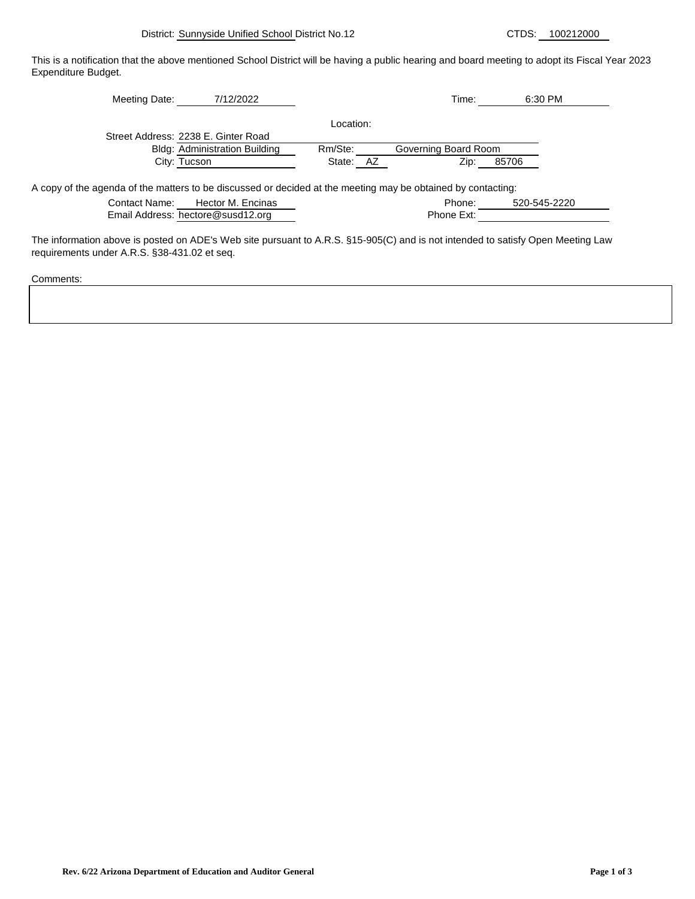District: Sunnyside Unified School District No.12 CTDS: 100212000

This is a notification that the above mentioned School District will be having a public hearing and board meeting to adopt its Fiscal Year 2023 Expenditure Budget.

Meeting Date: 7/12/2022 Time: 6:30 PM

Location:

Street Address: 2238 E. Ginter Road
Bldg: Administration Building Rm/Ste: Governing Board Room
City: Tucson State: AZ Zip: 85706

A copy of the agenda of the matters to be discussed or decided at the meeting may be obtained by contacting:

Contact Name: Hector M. Encinas Phone: 520-545-2220
Email Address: hectore@susd12.org Phone Ext:

The information above is posted on ADE's Web site pursuant to A.R.S. §15-905(C) and is not intended to satisfy Open Meeting Law requirements under A.R.S. §38-431.02 et seq.

Comments:

Rev. 6/22 Arizona Department of Education and Auditor General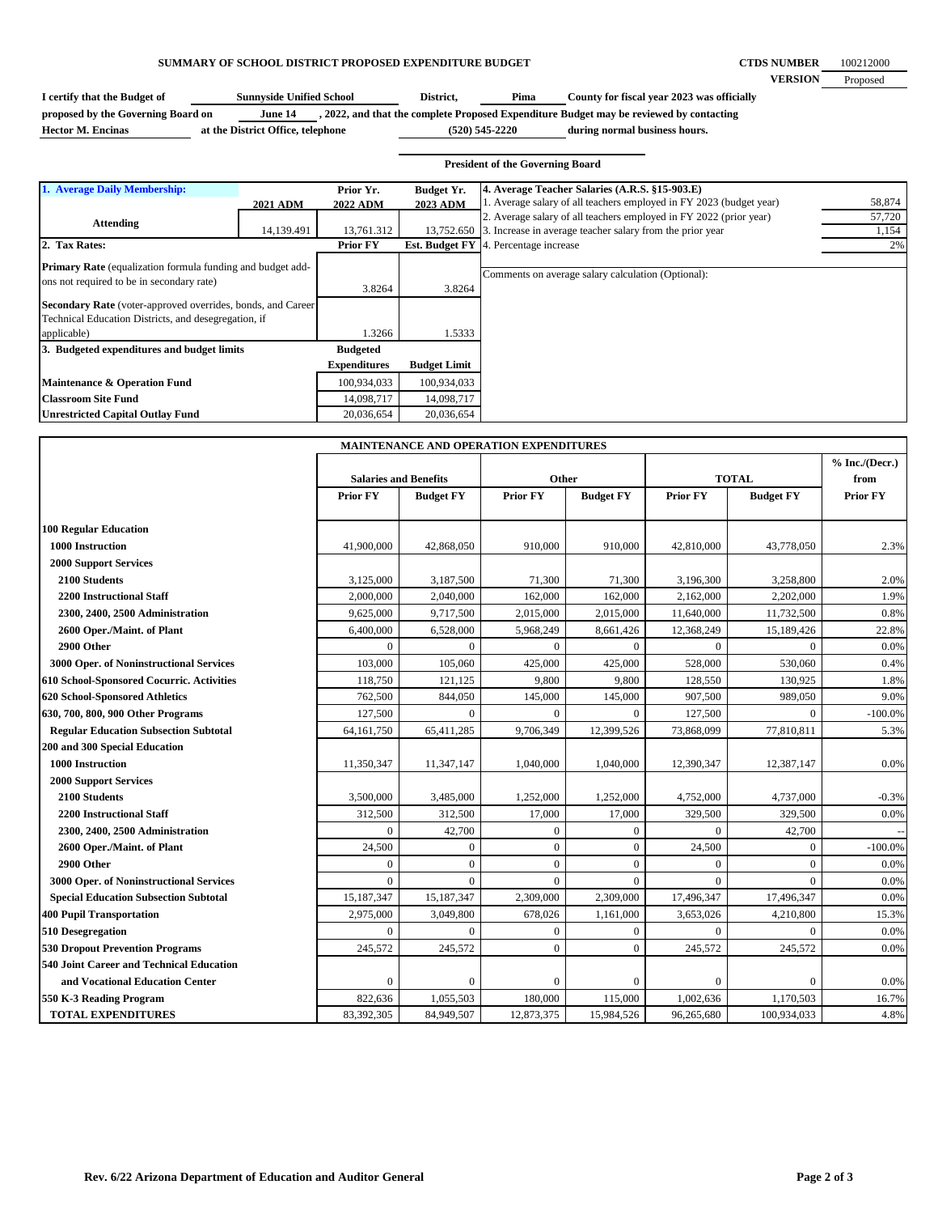## SUMMARY OF SCHOOL DISTRICT PROPOSED EXPENDITURE BUDGET

**CTDS NUMBER** 100212000

**VERSION** Proposed

**I certify that the Budget of** Sunnyside Unified School **District,** Pima **County for fiscal year 2023 was officially proposed by the Governing Board on** June 14 **, 2022, and that the complete Proposed Expenditure Budget may be reviewed by contacting** Hector M. Encinas **at the District Office, telephone** (520) 545-2220 **during normal business hours.**

**President of the Governing Board**

| 1. Average Daily Membership: | 2021 ADM | Prior Yr. 2022 ADM | Budget Yr. 2023 ADM |
|---|---|---|---|
| Attending | 14,139.491 | 13,761.312 | 13,752.650 |

| 2. Tax Rates: | Prior FY | Est. Budget FY |
|---|---|---|
| **Primary Rate** (equalization formula funding and budget add-ons not required to be in secondary rate) | 3.8264 | 3.8264 |
| **Secondary Rate** (voter-approved overrides, bonds, and Career Technical Education Districts, and desegregation, if applicable) | 1.3266 | 1.5333 |

| 3. Budgeted expenditures and budget limits | Budgeted Expenditures | Budget Limit |
|---|---|---|
| Maintenance & Operation Fund | 100,934,033 | 100,934,033 |
| Classroom Site Fund | 14,098,717 | 14,098,717 |
| Unrestricted Capital Outlay Fund | 20,036,654 | 20,036,654 |

| 4. Average Teacher Salaries (A.R.S. §15-903.E) | |
|---|---|
| 1. Average salary of all teachers employed in FY 2023 (budget year) | 58,874 |
| 2. Average salary of all teachers employed in FY 2022 (prior year) | 57,720 |
| 3. Increase in average teacher salary from the prior year | 1,154 |
| 4. Percentage increase | 2% |

Comments on average salary calculation (Optional):

### MAINTENANCE AND OPERATION EXPENDITURES

| | Salaries and Benefits | | Other | | TOTAL | | % Inc./(Decr.) from |
|---|---|---|---|---|---|---|---|
| | Prior FY | Budget FY | Prior FY | Budget FY | Prior FY | Budget FY | Prior FY |
| **100 Regular Education** | | | | | | | |
| 1000 Instruction | 41,900,000 | 42,868,050 | 910,000 | 910,000 | 42,810,000 | 43,778,050 | 2.3% |
| 2000 Support Services | | | | | | | |
| 2100 Students | 3,125,000 | 3,187,500 | 71,300 | 71,300 | 3,196,300 | 3,258,800 | 2.0% |
| 2200 Instructional Staff | 2,000,000 | 2,040,000 | 162,000 | 162,000 | 2,162,000 | 2,202,000 | 1.9% |
| 2300, 2400, 2500 Administration | 9,625,000 | 9,717,500 | 2,015,000 | 2,015,000 | 11,640,000 | 11,732,500 | 0.8% |
| 2600 Oper./Maint. of Plant | 6,400,000 | 6,528,000 | 5,968,249 | 8,661,426 | 12,368,249 | 15,189,426 | 22.8% |
| 2900 Other | 0 | 0 | 0 | 0 | 0 | 0 | 0.0% |
| 3000 Oper. of Noninstructional Services | 103,000 | 105,060 | 425,000 | 425,000 | 528,000 | 530,060 | 0.4% |
| 610 School-Sponsored Cocurric. Activities | 118,750 | 121,125 | 9,800 | 9,800 | 128,550 | 130,925 | 1.8% |
| 620 School-Sponsored Athletics | 762,500 | 844,050 | 145,000 | 145,000 | 907,500 | 989,050 | 9.0% |
| 630, 700, 800, 900 Other Programs | 127,500 | 0 | 0 | 0 | 127,500 | 0 | -100.0% |
| Regular Education Subsection Subtotal | 64,161,750 | 65,411,285 | 9,706,349 | 12,399,526 | 73,868,099 | 77,810,811 | 5.3% |
| **200 and 300 Special Education** | | | | | | | |
| 1000 Instruction | 11,350,347 | 11,347,147 | 1,040,000 | 1,040,000 | 12,390,347 | 12,387,147 | 0.0% |
| 2000 Support Services | | | | | | | |
| 2100 Students | 3,500,000 | 3,485,000 | 1,252,000 | 1,252,000 | 4,752,000 | 4,737,000 | -0.3% |
| 2200 Instructional Staff | 312,500 | 312,500 | 17,000 | 17,000 | 329,500 | 329,500 | 0.0% |
| 2300, 2400, 2500 Administration | 0 | 42,700 | 0 | 0 | 0 | 42,700 | -- |
| 2600 Oper./Maint. of Plant | 24,500 | 0 | 0 | 0 | 24,500 | 0 | -100.0% |
| 2900 Other | 0 | 0 | 0 | 0 | 0 | 0 | 0.0% |
| 3000 Oper. of Noninstructional Services | 0 | 0 | 0 | 0 | 0 | 0 | 0.0% |
| Special Education Subsection Subtotal | 15,187,347 | 15,187,347 | 2,309,000 | 2,309,000 | 17,496,347 | 17,496,347 | 0.0% |
| **400 Pupil Transportation** | 2,975,000 | 3,049,800 | 678,026 | 1,161,000 | 3,653,026 | 4,210,800 | 15.3% |
| **510 Desegregation** | 0 | 0 | 0 | 0 | 0 | 0 | 0.0% |
| **530 Dropout Prevention Programs** | 245,572 | 245,572 | 0 | 0 | 245,572 | 245,572 | 0.0% |
| **540 Joint Career and Technical Education and Vocational Education Center** | 0 | 0 | 0 | 0 | 0 | 0 | 0.0% |
| **550 K-3 Reading Program** | 822,636 | 1,055,503 | 180,000 | 115,000 | 1,002,636 | 1,170,503 | 16.7% |
| **TOTAL EXPENDITURES** | 83,392,305 | 84,949,507 | 12,873,375 | 15,984,526 | 96,265,680 | 100,934,033 | 4.8% |

Rev. 6/22 Arizona Department of Education and Auditor General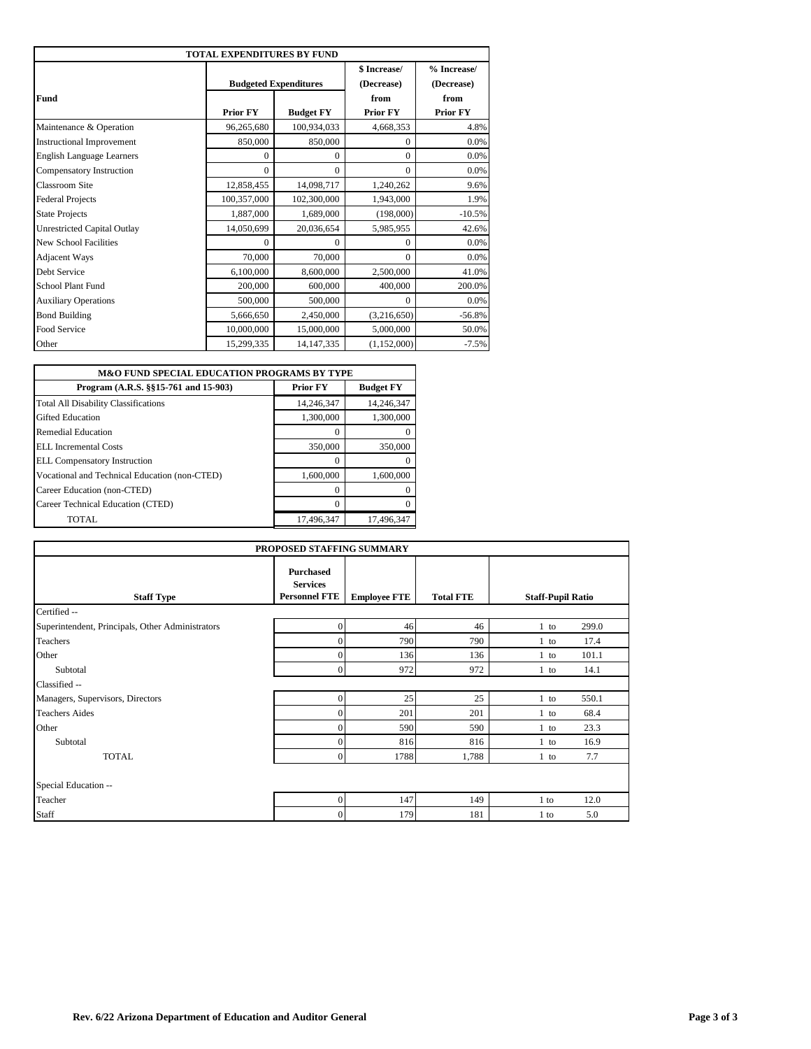| TOTAL EXPENDITURES BY FUND | | | | |
|---|---|---|---|---|
| Fund | Budgeted Expenditures | | \$ Increase/ (Decrease) from | % Increase/ (Decrease) from |
| | Prior FY | Budget FY | Prior FY | Prior FY |
| Maintenance & Operation | 96,265,680 | 100,934,033 | 4,668,353 | 4.8% |
| Instructional Improvement | 850,000 | 850,000 | 0 | 0.0% |
| English Language Learners | 0 | 0 | 0 | 0.0% |
| Compensatory Instruction | 0 | 0 | 0 | 0.0% |
| Classroom Site | 12,858,455 | 14,098,717 | 1,240,262 | 9.6% |
| Federal Projects | 100,357,000 | 102,300,000 | 1,943,000 | 1.9% |
| State Projects | 1,887,000 | 1,689,000 | (198,000) | -10.5% |
| Unrestricted Capital Outlay | 14,050,699 | 20,036,654 | 5,985,955 | 42.6% |
| New School Facilities | 0 | 0 | 0 | 0.0% |
| Adjacent Ways | 70,000 | 70,000 | 0 | 0.0% |
| Debt Service | 6,100,000 | 8,600,000 | 2,500,000 | 41.0% |
| School Plant Fund | 200,000 | 600,000 | 400,000 | 200.0% |
| Auxiliary Operations | 500,000 | 500,000 | 0 | 0.0% |
| Bond Building | 5,666,650 | 2,450,000 | (3,216,650) | -56.8% |
| Food Service | 10,000,000 | 15,000,000 | 5,000,000 | 50.0% |
| Other | 15,299,335 | 14,147,335 | (1,152,000) | -7.5% |

| M&O FUND SPECIAL EDUCATION PROGRAMS BY TYPE | | |
|---|---|---|
| Program (A.R.S. §§15-761 and 15-903) | Prior FY | Budget FY |
| Total All Disability Classifications | 14,246,347 | 14,246,347 |
| Gifted Education | 1,300,000 | 1,300,000 |
| Remedial Education | 0 | 0 |
| ELL Incremental Costs | 350,000 | 350,000 |
| ELL Compensatory Instruction | 0 | 0 |
| Vocational and Technical Education (non-CTED) | 1,600,000 | 1,600,000 |
| Career Education (non-CTED) | 0 | 0 |
| Career Technical Education (CTED) | 0 | 0 |
| TOTAL | 17,496,347 | 17,496,347 |

| PROPOSED STAFFING SUMMARY | | | | |
|---|---|---|---|---|
| Staff Type | Purchased Services Personnel FTE | Employee FTE | Total FTE | Staff-Pupil Ratio |
| Certified -- | | | | |
| Superintendent, Principals, Other Administrators | 0 | 46 | 46 | 1 to 299.0 |
| Teachers | 0 | 790 | 790 | 1 to 17.4 |
| Other | 0 | 136 | 136 | 1 to 101.1 |
| Subtotal | 0 | 972 | 972 | 1 to 14.1 |
| Classified -- | | | | |
| Managers, Supervisors, Directors | 0 | 25 | 25 | 1 to 550.1 |
| Teachers Aides | 0 | 201 | 201 | 1 to 68.4 |
| Other | 0 | 590 | 590 | 1 to 23.3 |
| Subtotal | 0 | 816 | 816 | 1 to 16.9 |
| TOTAL | 0 | 1788 | 1,788 | 1 to 7.7 |
| Special Education -- | | | | |
| Teacher | 0 | 147 | 149 | 1 to 12.0 |
| Staff | 0 | 179 | 181 | 1 to 5.0 |

Rev. 6/22 Arizona Department of Education and Auditor General